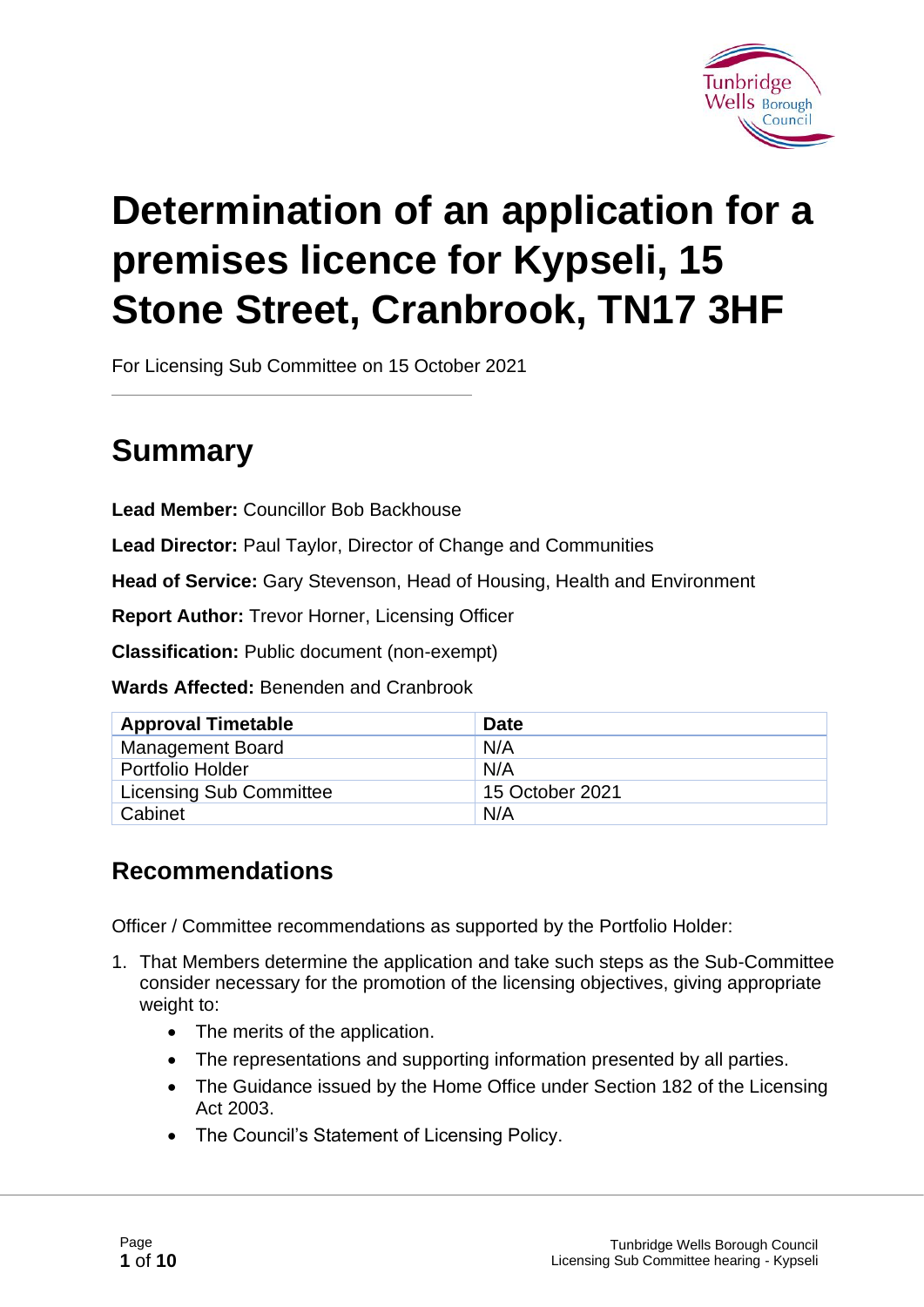# Determination of an application for a premises licence for Kypseli, 15 Stone Street, Cranbrook, TN17 3HF

For Licensing Sub Committee on 15 October 2021

## Summary

**Lead Member:** Councillor Bob Backhouse

**Lead Director:** Paul Taylor, Director of Change and Communities

**Head of Service:** Gary Stevenson, Head of Housing, Health and Environment

**Report Author:** Trevor Horner, Licensing Officer

**Classification:** Public document (non-exempt)

**Wards Affected:** Benenden and Cranbrook

| Approval Timetable | Date |
|---|---|
| Management Board | N/A |
| Portfolio Holder | N/A |
| Licensing Sub Committee | 15 October 2021 |
| Cabinet | N/A |

### Recommendations

Officer / Committee recommendations as supported by the Portfolio Holder:

1. That Members determine the application and take such steps as the Sub-Committee consider necessary for the promotion of the licensing objectives, giving appropriate weight to:
    - The merits of the application.
    - The representations and supporting information presented by all parties.
    - The Guidance issued by the Home Office under Section 182 of the Licensing Act 2003.
    - The Council's Statement of Licensing Policy.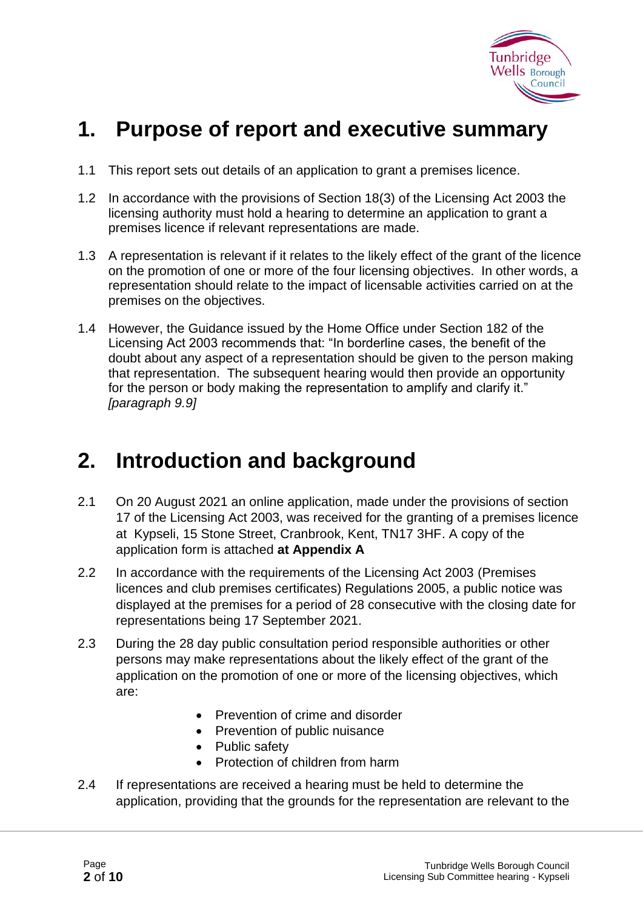# 1. Purpose of report and executive summary

1.1 This report sets out details of an application to grant a premises licence.

1.2 In accordance with the provisions of Section 18(3) of the Licensing Act 2003 the licensing authority must hold a hearing to determine an application to grant a premises licence if relevant representations are made.

1.3 A representation is relevant if it relates to the likely effect of the grant of the licence on the promotion of one or more of the four licensing objectives. In other words, a representation should relate to the impact of licensable activities carried on at the premises on the objectives.

1.4 However, the Guidance issued by the Home Office under Section 182 of the Licensing Act 2003 recommends that: "In borderline cases, the benefit of the doubt about any aspect of a representation should be given to the person making that representation. The subsequent hearing would then provide an opportunity for the person or body making the representation to amplify and clarify it." *[paragraph 9.9]*

# 2. Introduction and background

2.1 On 20 August 2021 an online application, made under the provisions of section 17 of the Licensing Act 2003, was received for the granting of a premises licence at Kypseli, 15 Stone Street, Cranbrook, Kent, TN17 3HF. A copy of the application form is attached **at Appendix A**

2.2 In accordance with the requirements of the Licensing Act 2003 (Premises licences and club premises certificates) Regulations 2005, a public notice was displayed at the premises for a period of 28 consecutive with the closing date for representations being 17 September 2021.

2.3 During the 28 day public consultation period responsible authorities or other persons may make representations about the likely effect of the grant of the application on the promotion of one or more of the licensing objectives, which are:

- Prevention of crime and disorder
- Prevention of public nuisance
- Public safety
- Protection of children from harm

2.4 If representations are received a hearing must be held to determine the application, providing that the grounds for the representation are relevant to the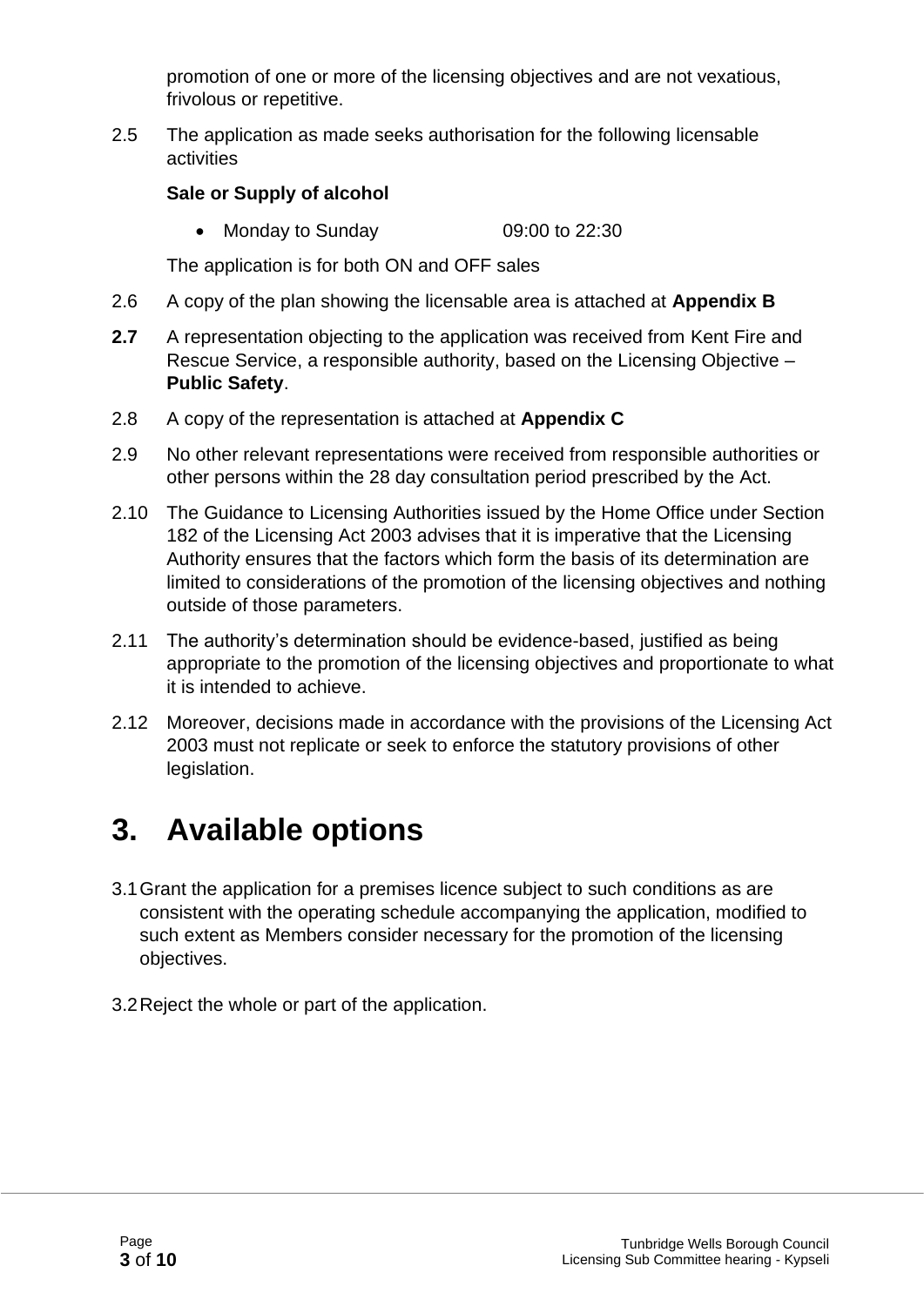promotion of one or more of the licensing objectives and are not vexatious, frivolous or repetitive.

2.5 The application as made seeks authorisation for the following licensable activities

**Sale or Supply of alcohol**

- Monday to Sunday 09:00 to 22:30

The application is for both ON and OFF sales

2.6 A copy of the plan showing the licensable area is attached at **Appendix B**

**2.7** A representation objecting to the application was received from Kent Fire and Rescue Service, a responsible authority, based on the Licensing Objective – **Public Safety**.

2.8 A copy of the representation is attached at **Appendix C**

2.9 No other relevant representations were received from responsible authorities or other persons within the 28 day consultation period prescribed by the Act.

2.10 The Guidance to Licensing Authorities issued by the Home Office under Section 182 of the Licensing Act 2003 advises that it is imperative that the Licensing Authority ensures that the factors which form the basis of its determination are limited to considerations of the promotion of the licensing objectives and nothing outside of those parameters.

2.11 The authority's determination should be evidence-based, justified as being appropriate to the promotion of the licensing objectives and proportionate to what it is intended to achieve.

2.12 Moreover, decisions made in accordance with the provisions of the Licensing Act 2003 must not replicate or seek to enforce the statutory provisions of other legislation.

# 3. Available options

3.1 Grant the application for a premises licence subject to such conditions as are consistent with the operating schedule accompanying the application, modified to such extent as Members consider necessary for the promotion of the licensing objectives.

3.2 Reject the whole or part of the application.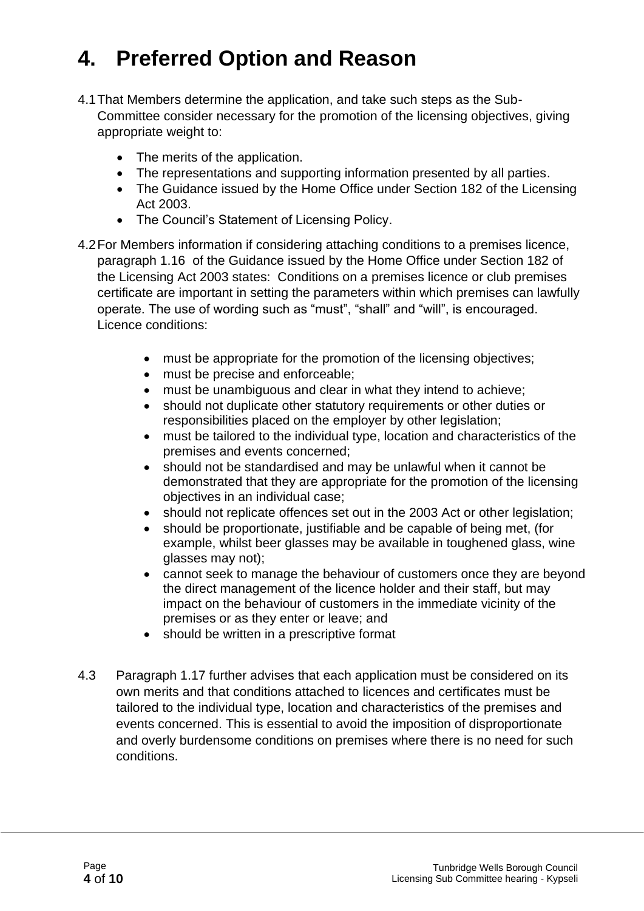# 4. Preferred Option and Reason

4.1 That Members determine the application, and take such steps as the Sub-Committee consider necessary for the promotion of the licensing objectives, giving appropriate weight to:

- The merits of the application.
- The representations and supporting information presented by all parties.
- The Guidance issued by the Home Office under Section 182 of the Licensing Act 2003.
- The Council's Statement of Licensing Policy.

4.2 For Members information if considering attaching conditions to a premises licence, paragraph 1.16 of the Guidance issued by the Home Office under Section 182 of the Licensing Act 2003 states: Conditions on a premises licence or club premises certificate are important in setting the parameters within which premises can lawfully operate. The use of wording such as "must", "shall" and "will", is encouraged. Licence conditions:

- must be appropriate for the promotion of the licensing objectives;
- must be precise and enforceable;
- must be unambiguous and clear in what they intend to achieve;
- should not duplicate other statutory requirements or other duties or responsibilities placed on the employer by other legislation;
- must be tailored to the individual type, location and characteristics of the premises and events concerned;
- should not be standardised and may be unlawful when it cannot be demonstrated that they are appropriate for the promotion of the licensing objectives in an individual case;
- should not replicate offences set out in the 2003 Act or other legislation;
- should be proportionate, justifiable and be capable of being met, (for example, whilst beer glasses may be available in toughened glass, wine glasses may not);
- cannot seek to manage the behaviour of customers once they are beyond the direct management of the licence holder and their staff, but may impact on the behaviour of customers in the immediate vicinity of the premises or as they enter or leave; and
- should be written in a prescriptive format

4.3 Paragraph 1.17 further advises that each application must be considered on its own merits and that conditions attached to licences and certificates must be tailored to the individual type, location and characteristics of the premises and events concerned. This is essential to avoid the imposition of disproportionate and overly burdensome conditions on premises where there is no need for such conditions.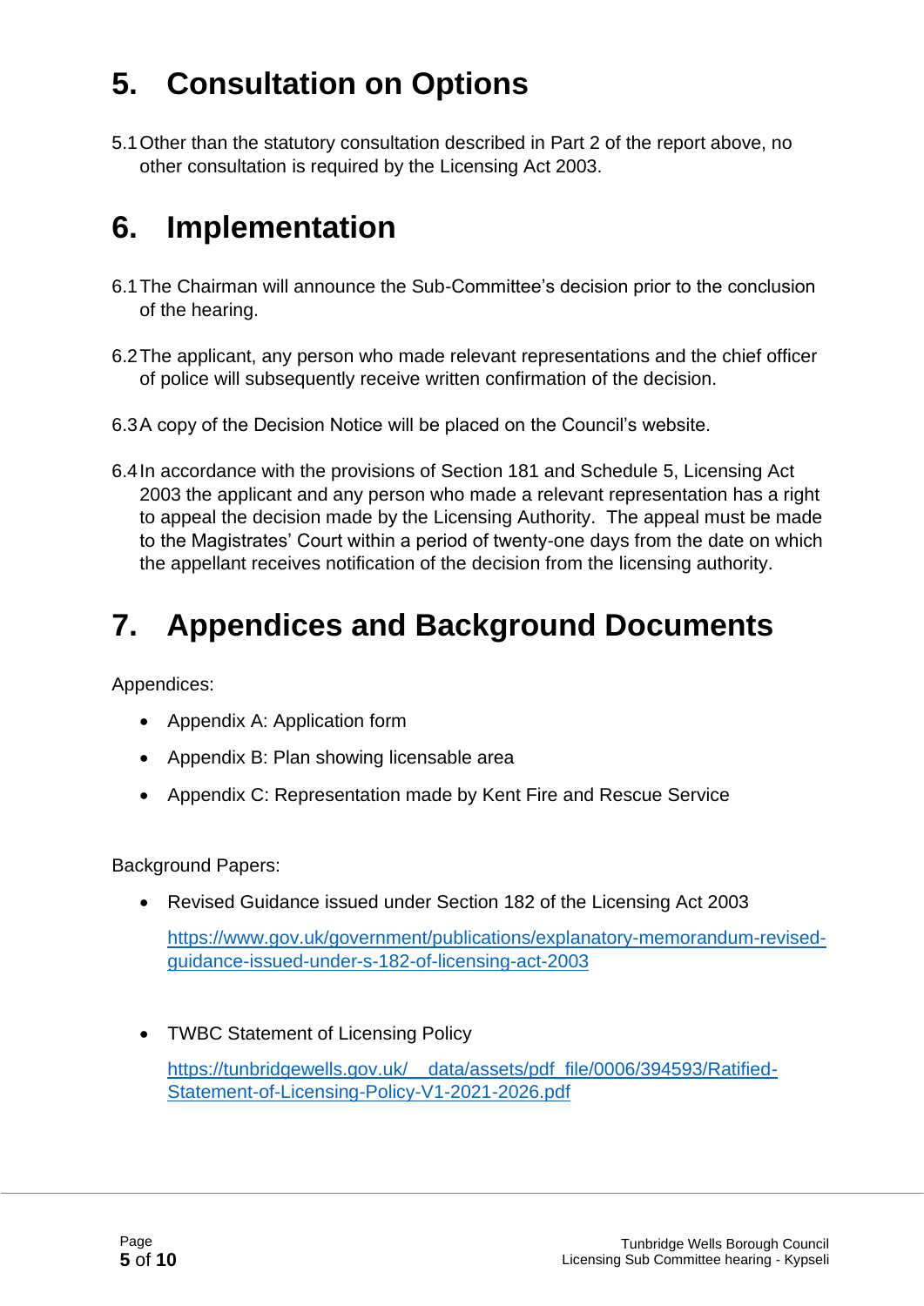# 5. Consultation on Options

5.1 Other than the statutory consultation described in Part 2 of the report above, no other consultation is required by the Licensing Act 2003.

# 6. Implementation

6.1 The Chairman will announce the Sub-Committee's decision prior to the conclusion of the hearing.

6.2 The applicant, any person who made relevant representations and the chief officer of police will subsequently receive written confirmation of the decision.

6.3 A copy of the Decision Notice will be placed on the Council's website.

6.4 In accordance with the provisions of Section 181 and Schedule 5, Licensing Act 2003 the applicant and any person who made a relevant representation has a right to appeal the decision made by the Licensing Authority. The appeal must be made to the Magistrates' Court within a period of twenty-one days from the date on which the appellant receives notification of the decision from the licensing authority.

# 7. Appendices and Background Documents

Appendices:

- Appendix A: Application form
- Appendix B: Plan showing licensable area
- Appendix C: Representation made by Kent Fire and Rescue Service

Background Papers:

- Revised Guidance issued under Section 182 of the Licensing Act 2003

  https://www.gov.uk/government/publications/explanatory-memorandum-revised-guidance-issued-under-s-182-of-licensing-act-2003

- TWBC Statement of Licensing Policy

  https://tunbridgewells.gov.uk/__data/assets/pdf_file/0006/394593/Ratified-Statement-of-Licensing-Policy-V1-2021-2026.pdf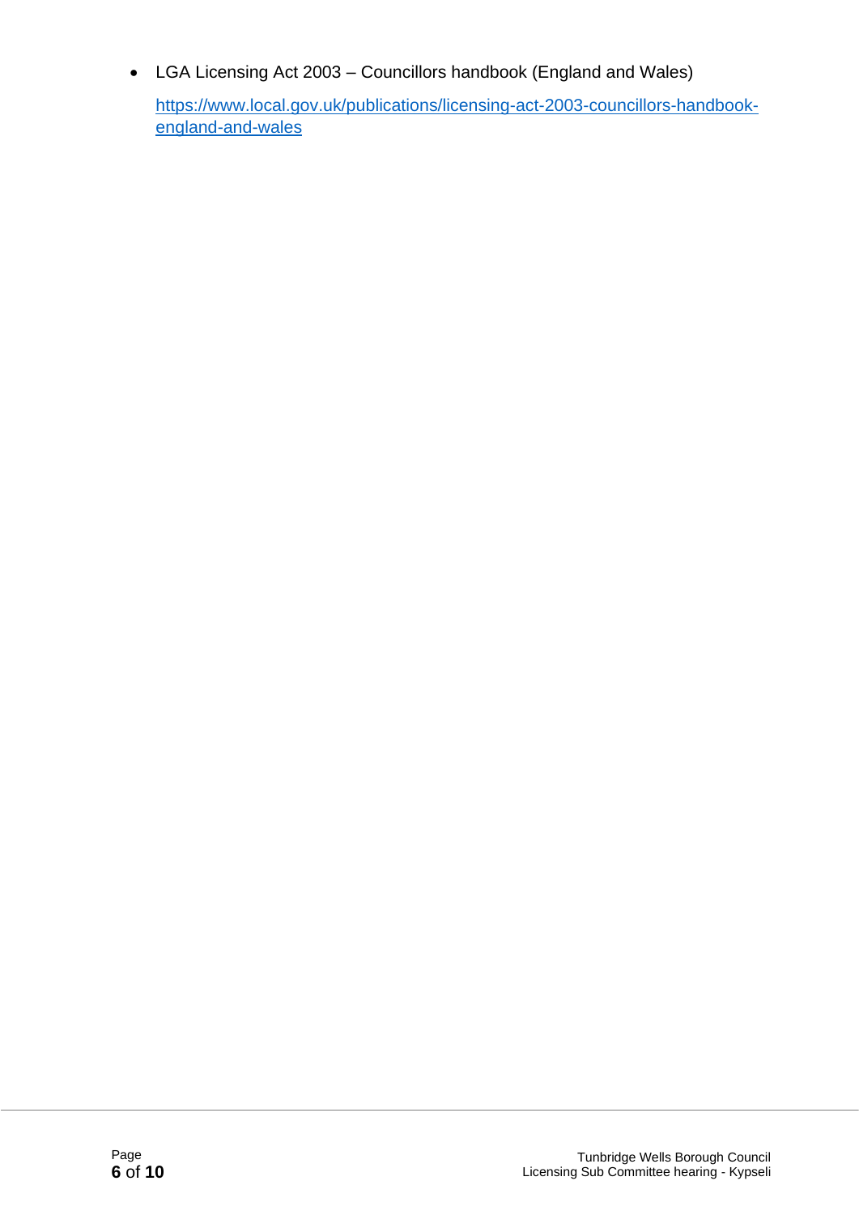- LGA Licensing Act 2003 – Councillors handbook (England and Wales)

  https://www.local.gov.uk/publications/licensing-act-2003-councillors-handbook-england-and-wales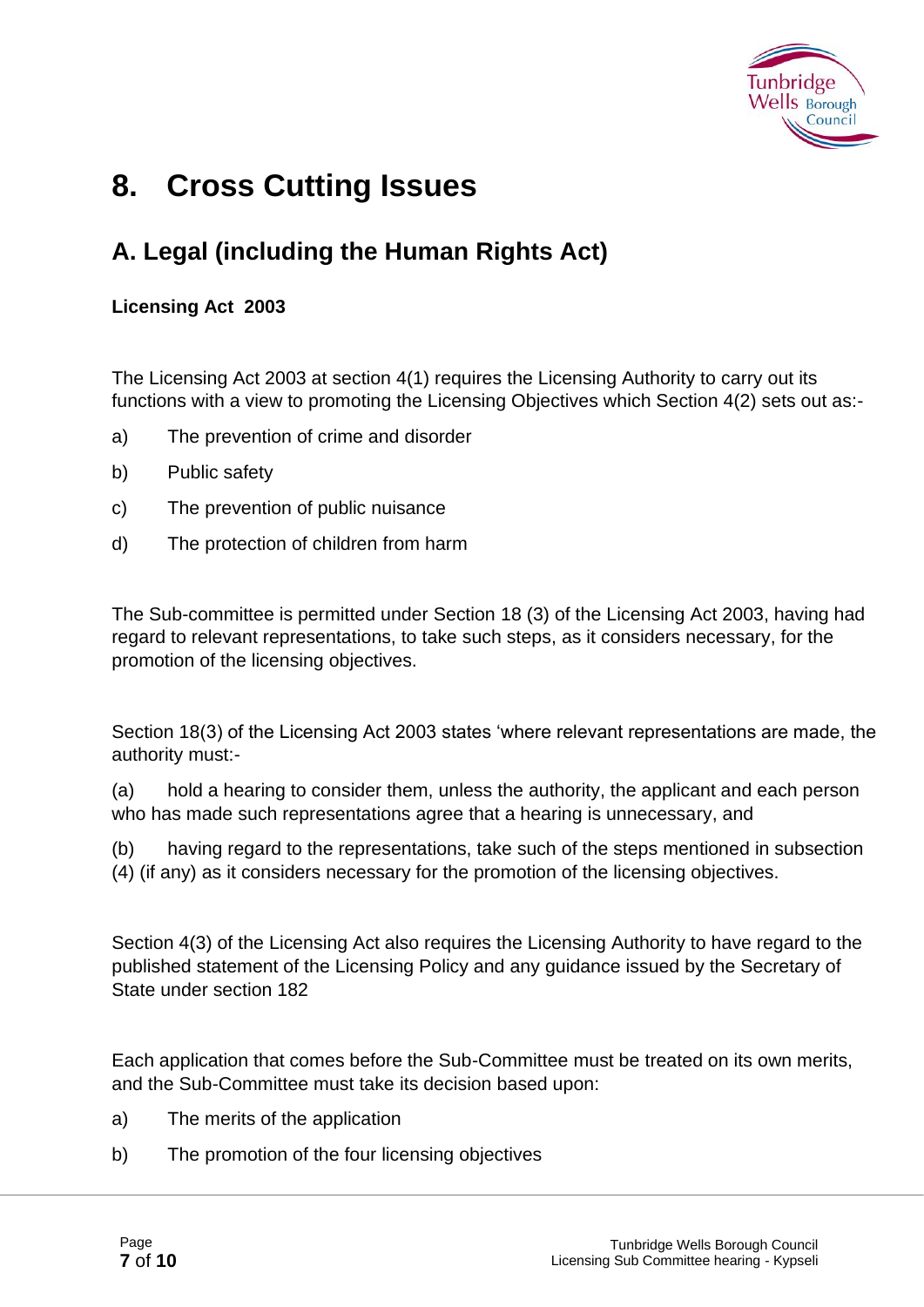# 8. Cross Cutting Issues

## A. Legal (including the Human Rights Act)

**Licensing Act 2003**

The Licensing Act 2003 at section 4(1) requires the Licensing Authority to carry out its functions with a view to promoting the Licensing Objectives which Section 4(2) sets out as:-

a) The prevention of crime and disorder

b) Public safety

c) The prevention of public nuisance

d) The protection of children from harm

The Sub-committee is permitted under Section 18 (3) of the Licensing Act 2003, having had regard to relevant representations, to take such steps, as it considers necessary, for the promotion of the licensing objectives.

Section 18(3) of the Licensing Act 2003 states 'where relevant representations are made, the authority must:-

(a) hold a hearing to consider them, unless the authority, the applicant and each person who has made such representations agree that a hearing is unnecessary, and

(b) having regard to the representations, take such of the steps mentioned in subsection (4) (if any) as it considers necessary for the promotion of the licensing objectives.

Section 4(3) of the Licensing Act also requires the Licensing Authority to have regard to the published statement of the Licensing Policy and any guidance issued by the Secretary of State under section 182

Each application that comes before the Sub-Committee must be treated on its own merits, and the Sub-Committee must take its decision based upon:

a) The merits of the application

b) The promotion of the four licensing objectives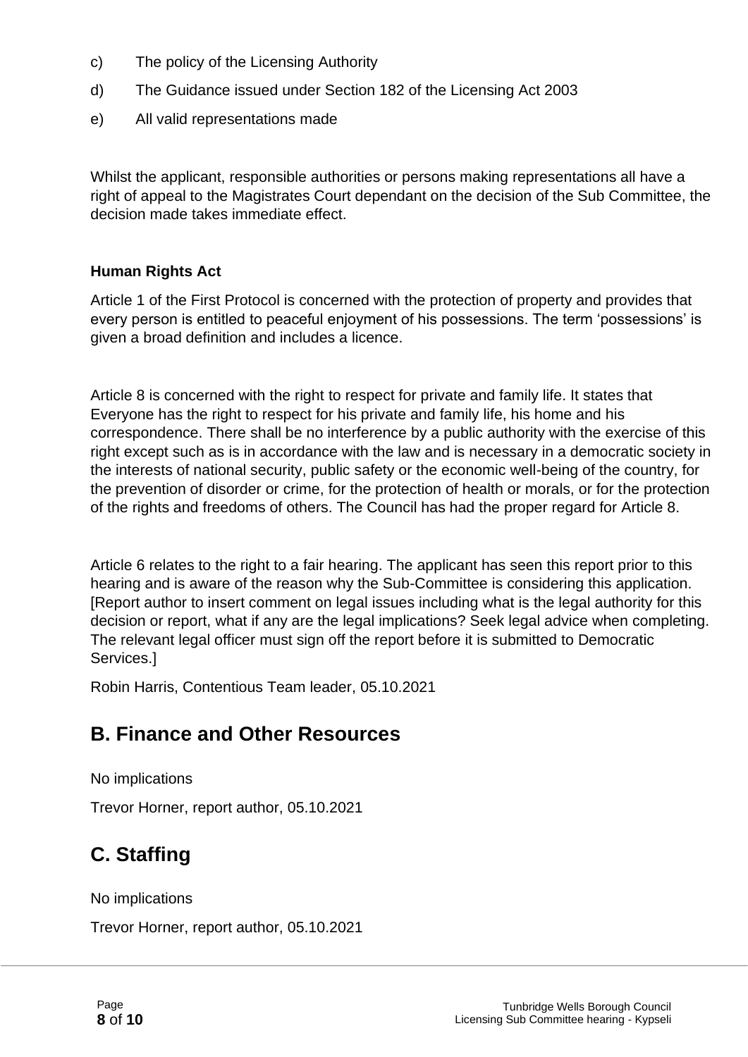c) The policy of the Licensing Authority

d) The Guidance issued under Section 182 of the Licensing Act 2003

e) All valid representations made

Whilst the applicant, responsible authorities or persons making representations all have a right of appeal to the Magistrates Court dependant on the decision of the Sub Committee, the decision made takes immediate effect.

**Human Rights Act**

Article 1 of the First Protocol is concerned with the protection of property and provides that every person is entitled to peaceful enjoyment of his possessions. The term 'possessions' is given a broad definition and includes a licence.

Article 8 is concerned with the right to respect for private and family life. It states that Everyone has the right to respect for his private and family life, his home and his correspondence. There shall be no interference by a public authority with the exercise of this right except such as is in accordance with the law and is necessary in a democratic society in the interests of national security, public safety or the economic well-being of the country, for the prevention of disorder or crime, for the protection of health or morals, or for the protection of the rights and freedoms of others. The Council has had the proper regard for Article 8.

Article 6 relates to the right to a fair hearing. The applicant has seen this report prior to this hearing and is aware of the reason why the Sub-Committee is considering this application. [Report author to insert comment on legal issues including what is the legal authority for this decision or report, what if any are the legal implications? Seek legal advice when completing. The relevant legal officer must sign off the report before it is submitted to Democratic Services.]

Robin Harris, Contentious Team leader, 05.10.2021

## B. Finance and Other Resources

No implications

Trevor Horner, report author, 05.10.2021

## C. Staffing

No implications

Trevor Horner, report author, 05.10.2021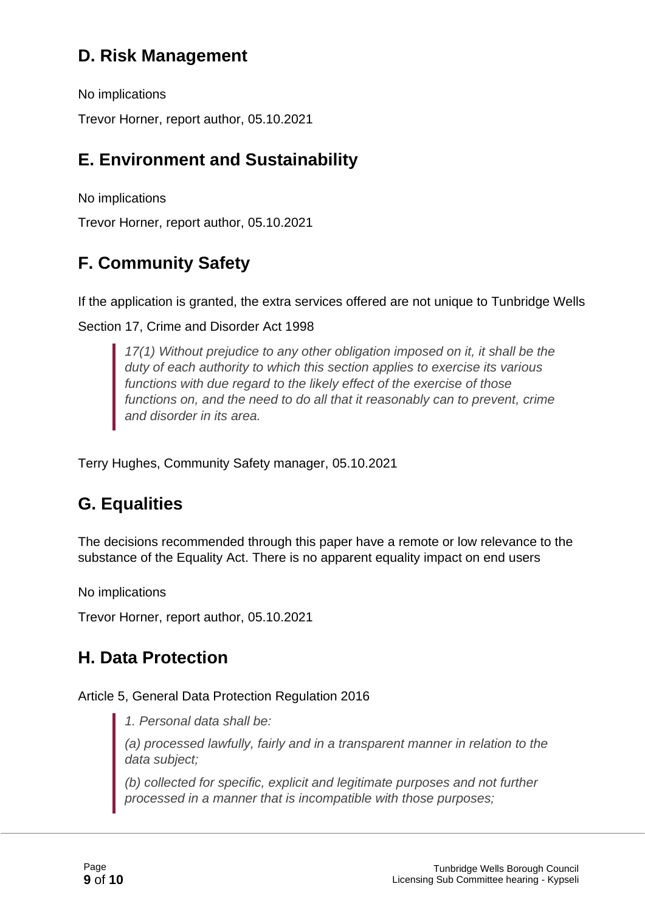## D. Risk Management

No implications

Trevor Horner, report author, 05.10.2021

## E. Environment and Sustainability

No implications

Trevor Horner, report author, 05.10.2021

## F. Community Safety

If the application is granted, the extra services offered are not unique to Tunbridge Wells

Section 17, Crime and Disorder Act 1998

> *17(1) Without prejudice to any other obligation imposed on it, it shall be the duty of each authority to which this section applies to exercise its various functions with due regard to the likely effect of the exercise of those functions on, and the need to do all that it reasonably can to prevent, crime and disorder in its area.*

Terry Hughes, Community Safety manager, 05.10.2021

## G. Equalities

The decisions recommended through this paper have a remote or low relevance to the substance of the Equality Act. There is no apparent equality impact on end users

No implications

Trevor Horner, report author, 05.10.2021

## H. Data Protection

Article 5, General Data Protection Regulation 2016

> *1. Personal data shall be:*
>
> *(a) processed lawfully, fairly and in a transparent manner in relation to the data subject;*
>
> *(b) collected for specific, explicit and legitimate purposes and not further processed in a manner that is incompatible with those purposes;*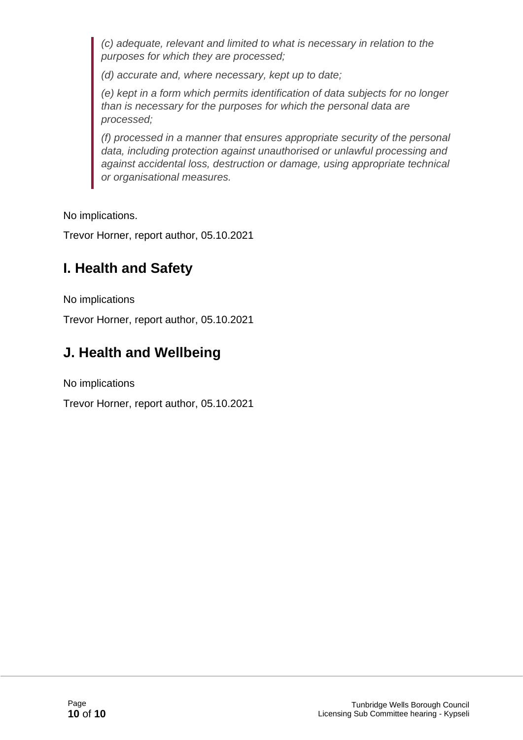> *(c) adequate, relevant and limited to what is necessary in relation to the purposes for which they are processed;*
>
> *(d) accurate and, where necessary, kept up to date;*
>
> *(e) kept in a form which permits identification of data subjects for no longer than is necessary for the purposes for which the personal data are processed;*
>
> *(f) processed in a manner that ensures appropriate security of the personal data, including protection against unauthorised or unlawful processing and against accidental loss, destruction or damage, using appropriate technical or organisational measures.*

No implications.

Trevor Horner, report author, 05.10.2021

## I. Health and Safety

No implications

Trevor Horner, report author, 05.10.2021

## J. Health and Wellbeing

No implications

Trevor Horner, report author, 05.10.2021